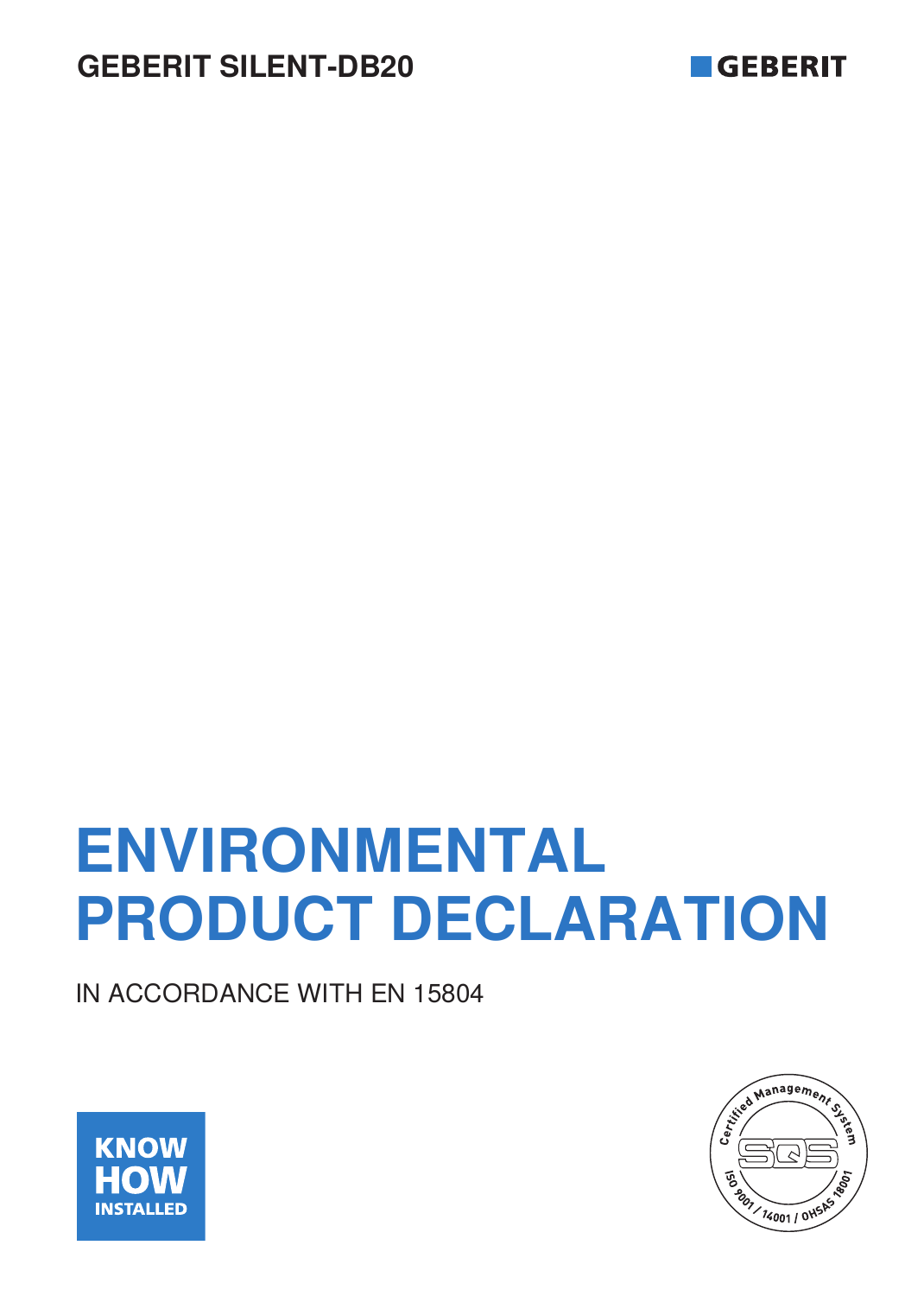GEBERIT SILENT-DB20

GEBERIT

# ENVIRONMENTAL PRODUCT DECLARATION

IN ACCORDANCE WITH EN 15804

KNOW HOW INSTALLED

Certified Management System SQS ISO 9001 / 14001 / OHSAS 18001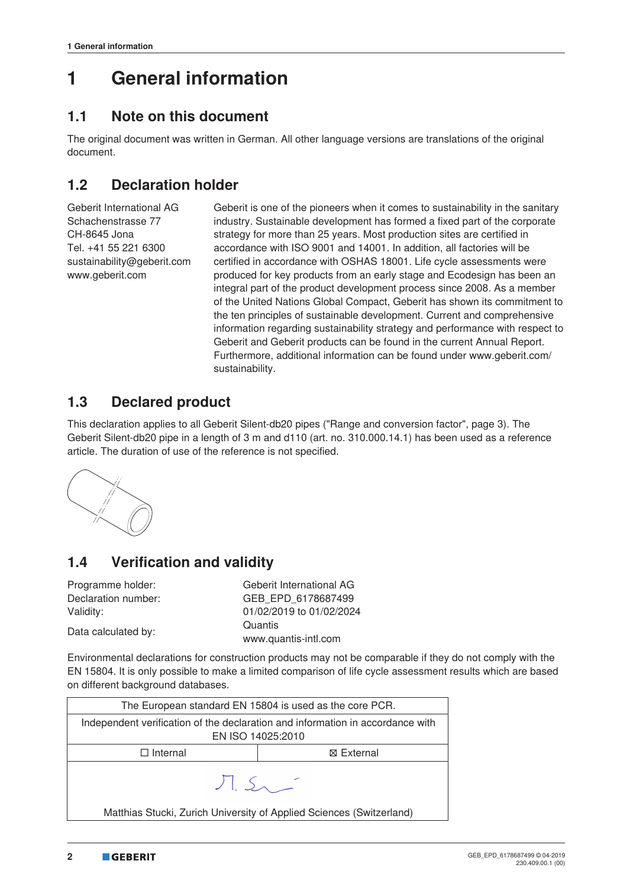# 1 General information

## 1.1 Note on this document

The original document was written in German. All other language versions are translations of the original document.

## 1.2 Declaration holder

Geberit International AG
Schachenstrasse 77
CH-8645 Jona
Tel. +41 55 221 6300
sustainability@geberit.com
www.geberit.com

Geberit is one of the pioneers when it comes to sustainability in the sanitary industry. Sustainable development has formed a fixed part of the corporate strategy for more than 25 years. Most production sites are certified in accordance with ISO 9001 and 14001. In addition, all factories will be certified in accordance with OSHAS 18001. Life cycle assessments were produced for key products from an early stage and Ecodesign has been an integral part of the product development process since 2008. As a member of the United Nations Global Compact, Geberit has shown its commitment to the ten principles of sustainable development. Current and comprehensive information regarding sustainability strategy and performance with respect to Geberit and Geberit products can be found in the current Annual Report. Furthermore, additional information can be found under www.geberit.com/sustainability.

## 1.3 Declared product

This declaration applies to all Geberit Silent-db20 pipes ("Range and conversion factor", page 3). The Geberit Silent-db20 pipe in a length of 3 m and d110 (art. no. 310.000.14.1) has been used as a reference article. The duration of use of the reference is not specified.

## 1.4 Verification and validity

| | |
|---|---|
| Programme holder: | Geberit International AG |
| Declaration number: | GEB_EPD_6178687499 |
| Validity: | 01/02/2019 to 01/02/2024 |
| Data calculated by: | Quantis<br>www.quantis-intl.com |

Environmental declarations for construction products may not be comparable if they do not comply with the EN 15804. It is only possible to make a limited comparison of life cycle assessment results which are based on different background databases.

| The European standard EN 15804 is used as the core PCR. | |
|---|---|
| Independent verification of the declaration and information in accordance with EN ISO 14025:2010 | |
| ☐ Internal | ☒ External |
| Matthias Stucki, Zurich University of Applied Sciences (Switzerland) | |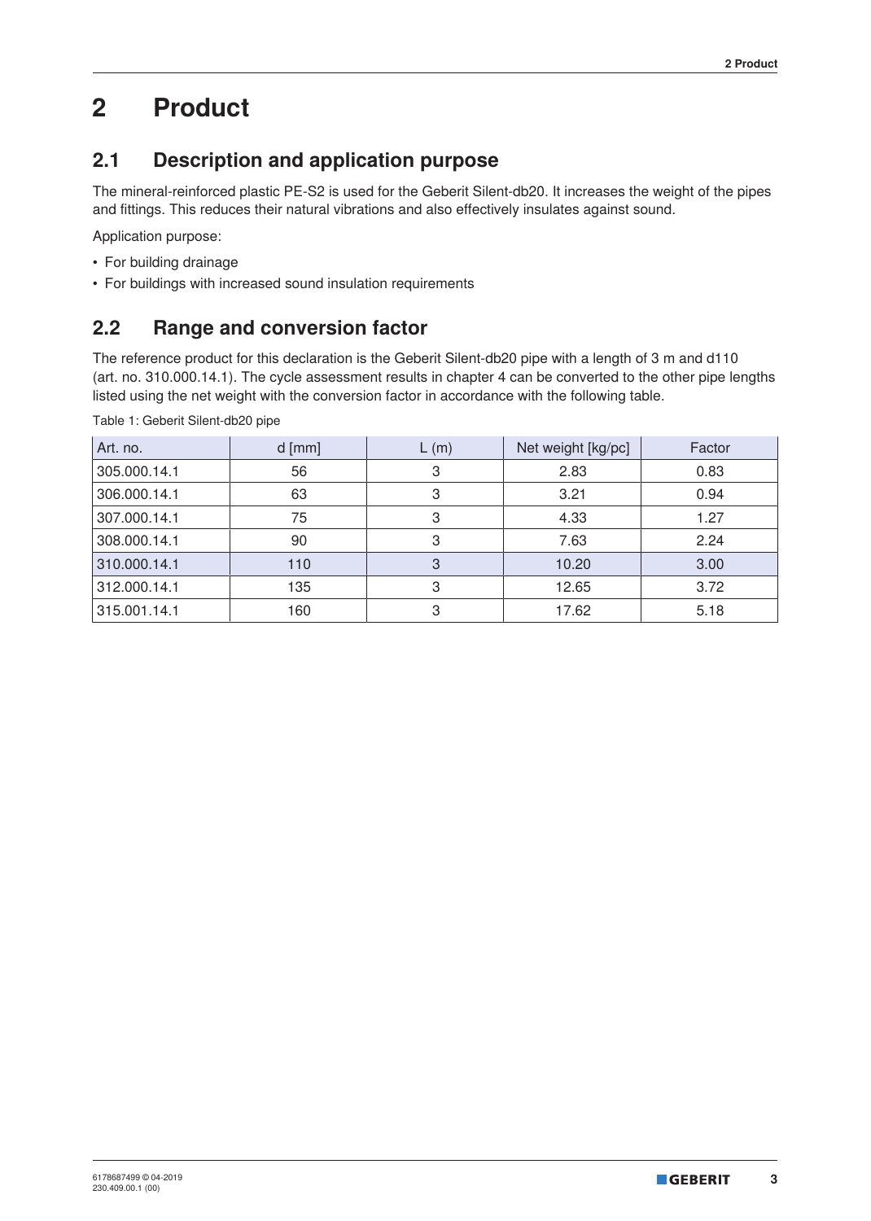# 2 Product

## 2.1 Description and application purpose

The mineral-reinforced plastic PE-S2 is used for the Geberit Silent-db20. It increases the weight of the pipes and fittings. This reduces their natural vibrations and also effectively insulates against sound.

Application purpose:

- For building drainage
- For buildings with increased sound insulation requirements

## 2.2 Range and conversion factor

The reference product for this declaration is the Geberit Silent-db20 pipe with a length of 3 m and d110 (art. no. 310.000.14.1). The cycle assessment results in chapter 4 can be converted to the other pipe lengths listed using the net weight with the conversion factor in accordance with the following table.

Table 1: Geberit Silent-db20 pipe

| Art. no. | d [mm] | L (m) | Net weight [kg/pc] | Factor |
|---|---|---|---|---|
| 305.000.14.1 | 56 | 3 | 2.83 | 0.83 |
| 306.000.14.1 | 63 | 3 | 3.21 | 0.94 |
| 307.000.14.1 | 75 | 3 | 4.33 | 1.27 |
| 308.000.14.1 | 90 | 3 | 7.63 | 2.24 |
| 310.000.14.1 | 110 | 3 | 10.20 | 3.00 |
| 312.000.14.1 | 135 | 3 | 12.65 | 3.72 |
| 315.001.14.1 | 160 | 3 | 17.62 | 5.18 |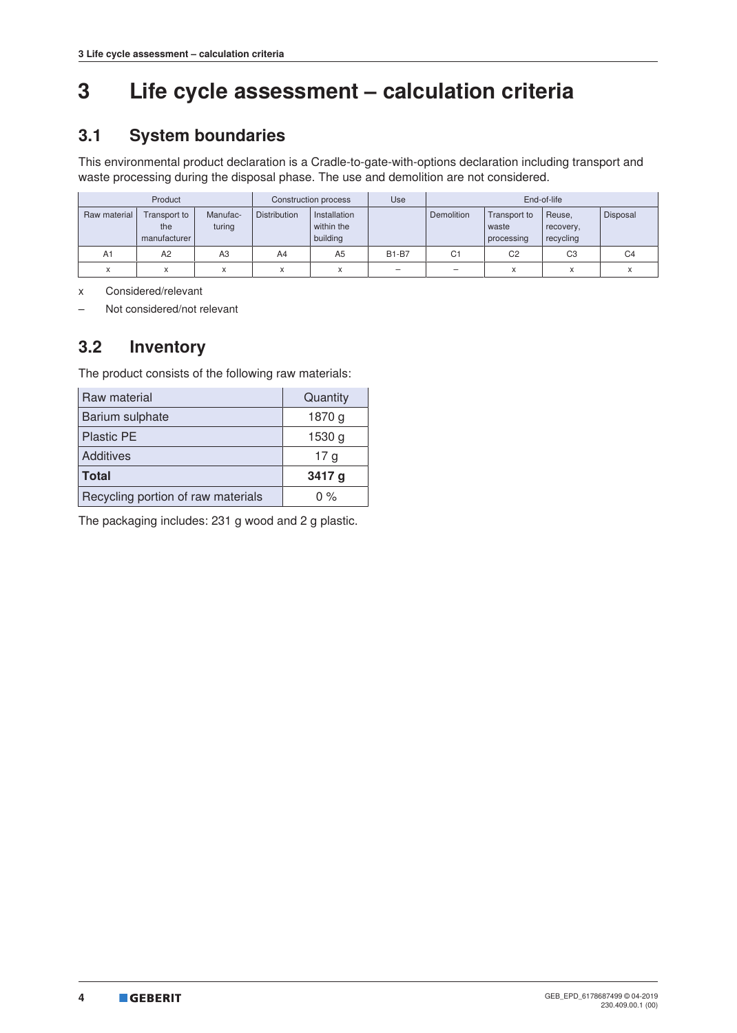# 3 Life cycle assessment – calculation criteria

## 3.1 System boundaries

This environmental product declaration is a Cradle-to-gate-with-options declaration including transport and waste processing during the disposal phase. The use and demolition are not considered.

| Product | | | Construction process | | Use | End-of-life | | | |
|---|---|---|---|---|---|---|---|---|---|
| Raw material | Transport to the manufacturer | Manufac-turing | Distribution | Installation within the building | | Demolition | Transport to waste processing | Reuse, recovery, recycling | Disposal |
| A1 | A2 | A3 | A4 | A5 | B1-B7 | C1 | C2 | C3 | C4 |
| x | x | x | x | x | – | – | x | x | x |

x Considered/relevant

– Not considered/not relevant

## 3.2 Inventory

The product consists of the following raw materials:

| Raw material | Quantity |
|---|---|
| Barium sulphate | 1870 g |
| Plastic PE | 1530 g |
| Additives | 17 g |
| **Total** | **3417 g** |
| Recycling portion of raw materials | 0 % |

The packaging includes: 231 g wood and 2 g plastic.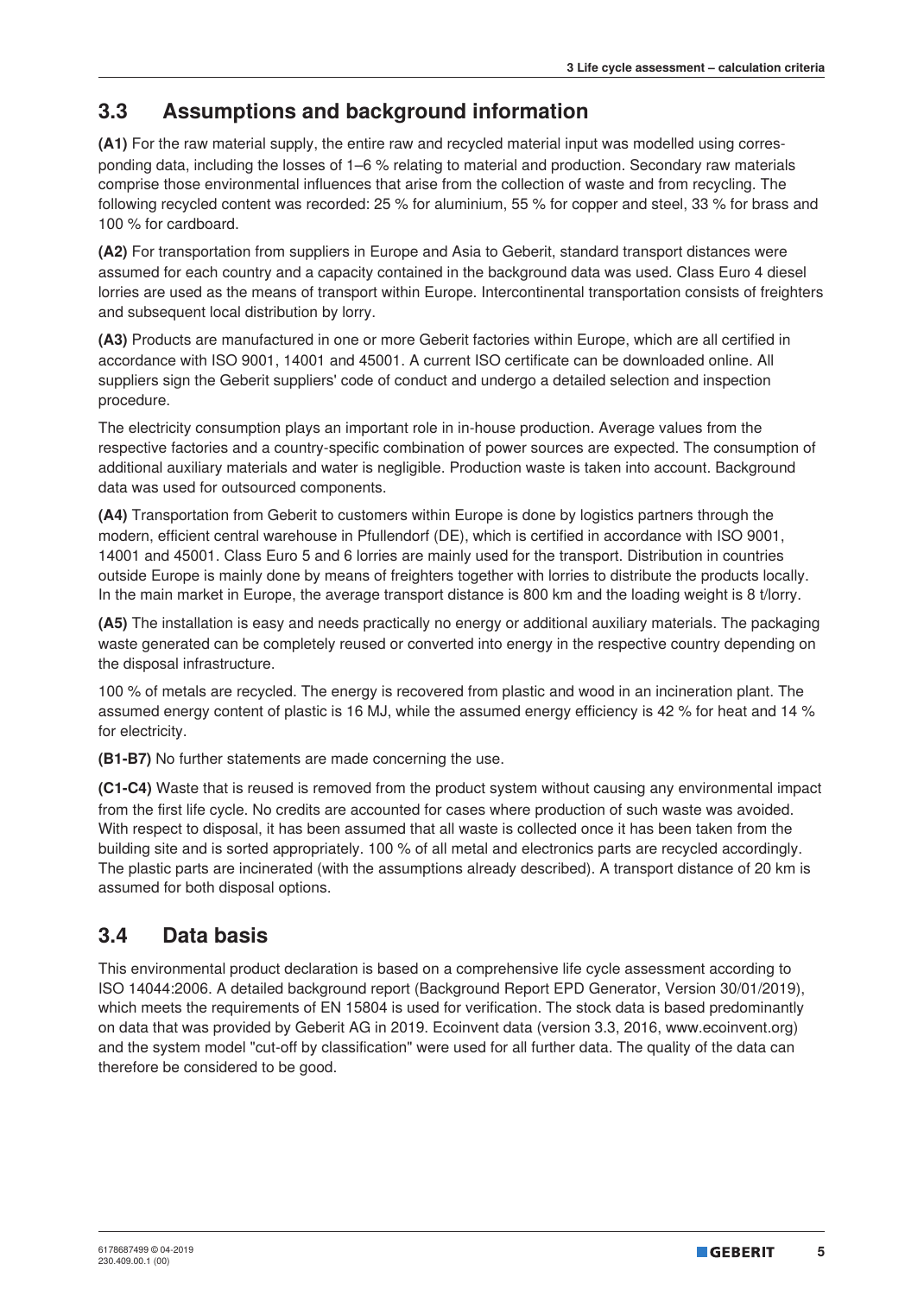## 3.3 Assumptions and background information

**(A1)** For the raw material supply, the entire raw and recycled material input was modelled using corresponding data, including the losses of 1–6 % relating to material and production. Secondary raw materials comprise those environmental influences that arise from the collection of waste and from recycling. The following recycled content was recorded: 25 % for aluminium, 55 % for copper and steel, 33 % for brass and 100 % for cardboard.

**(A2)** For transportation from suppliers in Europe and Asia to Geberit, standard transport distances were assumed for each country and a capacity contained in the background data was used. Class Euro 4 diesel lorries are used as the means of transport within Europe. Intercontinental transportation consists of freighters and subsequent local distribution by lorry.

**(A3)** Products are manufactured in one or more Geberit factories within Europe, which are all certified in accordance with ISO 9001, 14001 and 45001. A current ISO certificate can be downloaded online. All suppliers sign the Geberit suppliers' code of conduct and undergo a detailed selection and inspection procedure.

The electricity consumption plays an important role in in-house production. Average values from the respective factories and a country-specific combination of power sources are expected. The consumption of additional auxiliary materials and water is negligible. Production waste is taken into account. Background data was used for outsourced components.

**(A4)** Transportation from Geberit to customers within Europe is done by logistics partners through the modern, efficient central warehouse in Pfullendorf (DE), which is certified in accordance with ISO 9001, 14001 and 45001. Class Euro 5 and 6 lorries are mainly used for the transport. Distribution in countries outside Europe is mainly done by means of freighters together with lorries to distribute the products locally. In the main market in Europe, the average transport distance is 800 km and the loading weight is 8 t/lorry.

**(A5)** The installation is easy and needs practically no energy or additional auxiliary materials. The packaging waste generated can be completely reused or converted into energy in the respective country depending on the disposal infrastructure.

100 % of metals are recycled. The energy is recovered from plastic and wood in an incineration plant. The assumed energy content of plastic is 16 MJ, while the assumed energy efficiency is 42 % for heat and 14 % for electricity.

**(B1-B7)** No further statements are made concerning the use.

**(C1-C4)** Waste that is reused is removed from the product system without causing any environmental impact from the first life cycle. No credits are accounted for cases where production of such waste was avoided. With respect to disposal, it has been assumed that all waste is collected once it has been taken from the building site and is sorted appropriately. 100 % of all metal and electronics parts are recycled accordingly. The plastic parts are incinerated (with the assumptions already described). A transport distance of 20 km is assumed for both disposal options.

## 3.4 Data basis

This environmental product declaration is based on a comprehensive life cycle assessment according to ISO 14044:2006. A detailed background report (Background Report EPD Generator, Version 30/01/2019), which meets the requirements of EN 15804 is used for verification. The stock data is based predominantly on data that was provided by Geberit AG in 2019. Ecoinvent data (version 3.3, 2016, www.ecoinvent.org) and the system model "cut-off by classification" were used for all further data. The quality of the data can therefore be considered to be good.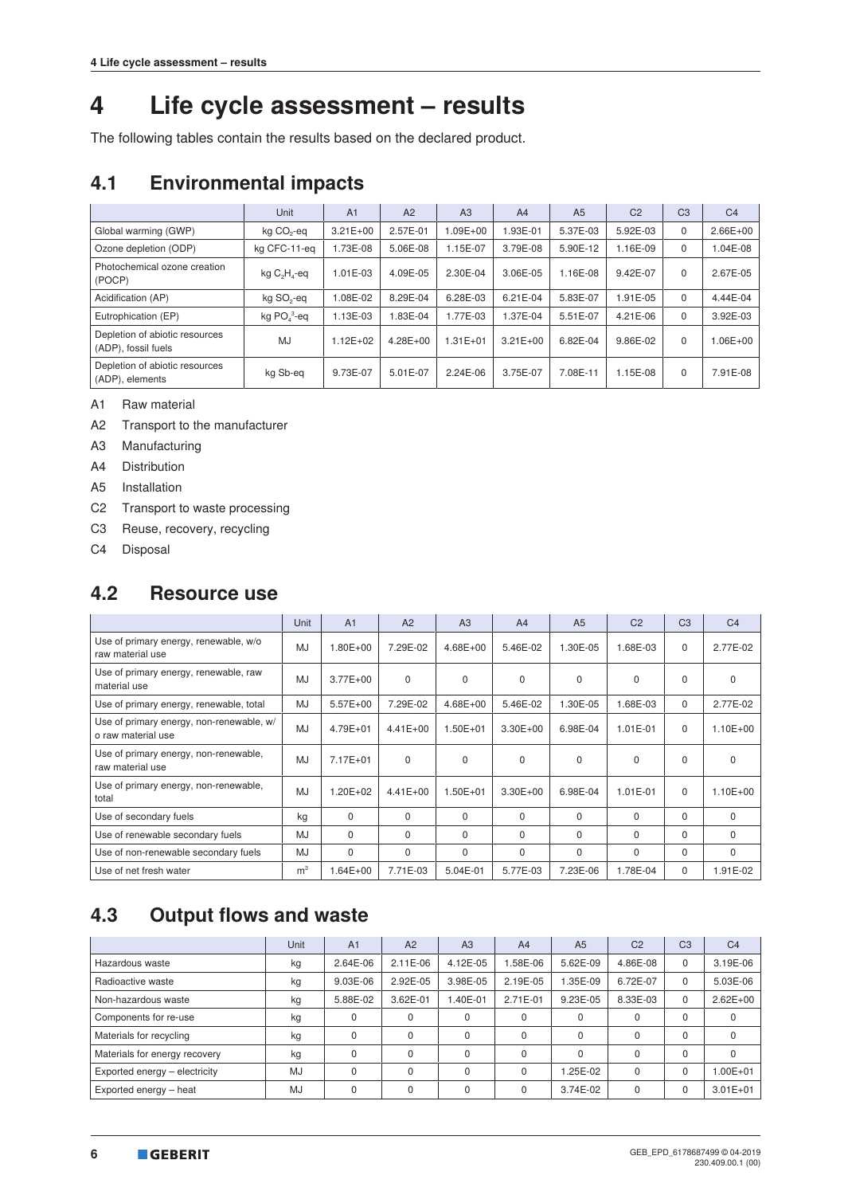# 4 Life cycle assessment – results

The following tables contain the results based on the declared product.

## 4.1 Environmental impacts

| | Unit | A1 | A2 | A3 | A4 | A5 | C2 | C3 | C4 |
|---|---|---|---|---|---|---|---|---|---|
| Global warming (GWP) | kg $CO_2$-eq | 3.21E+00 | 2.57E-01 | 1.09E+00 | 1.93E-01 | 5.37E-03 | 5.92E-03 | 0 | 2.66E+00 |
| Ozone depletion (ODP) | kg CFC-11-eq | 1.73E-08 | 5.06E-08 | 1.15E-07 | 3.79E-08 | 5.90E-12 | 1.16E-09 | 0 | 1.04E-08 |
| Photochemical ozone creation (POCP) | kg $C_2H_4$-eq | 1.01E-03 | 4.09E-05 | 2.30E-04 | 3.06E-05 | 1.16E-08 | 9.42E-07 | 0 | 2.67E-05 |
| Acidification (AP) | kg $SO_2$-eq | 1.08E-02 | 8.29E-04 | 6.28E-03 | 6.21E-04 | 5.83E-07 | 1.91E-05 | 0 | 4.44E-04 |
| Eutrophication (EP) | kg $PO_4^{3-}$-eq | 1.13E-03 | 1.83E-04 | 1.77E-03 | 1.37E-04 | 5.51E-07 | 4.21E-06 | 0 | 3.92E-03 |
| Depletion of abiotic resources (ADP), fossil fuels | MJ | 1.12E+02 | 4.28E+00 | 1.31E+01 | 3.21E+00 | 6.82E-04 | 9.86E-02 | 0 | 1.06E+00 |
| Depletion of abiotic resources (ADP), elements | kg Sb-eq | 9.73E-07 | 5.01E-07 | 2.24E-06 | 3.75E-07 | 7.08E-11 | 1.15E-08 | 0 | 7.91E-08 |

A1 Raw material

A2 Transport to the manufacturer

A3 Manufacturing

A4 Distribution

A5 Installation

C2 Transport to waste processing

C3 Reuse, recovery, recycling

C4 Disposal

## 4.2 Resource use

| | Unit | A1 | A2 | A3 | A4 | A5 | C2 | C3 | C4 |
|---|---|---|---|---|---|---|---|---|---|
| Use of primary energy, renewable, w/o raw material use | MJ | 1.80E+00 | 7.29E-02 | 4.68E+00 | 5.46E-02 | 1.30E-05 | 1.68E-03 | 0 | 2.77E-02 |
| Use of primary energy, renewable, raw material use | MJ | 3.77E+00 | 0 | 0 | 0 | 0 | 0 | 0 | 0 |
| Use of primary energy, renewable, total | MJ | 5.57E+00 | 7.29E-02 | 4.68E+00 | 5.46E-02 | 1.30E-05 | 1.68E-03 | 0 | 2.77E-02 |
| Use of primary energy, non-renewable, w/o raw material use | MJ | 4.79E+01 | 4.41E+00 | 1.50E+01 | 3.30E+00 | 6.98E-04 | 1.01E-01 | 0 | 1.10E+00 |
| Use of primary energy, non-renewable, raw material use | MJ | 7.17E+01 | 0 | 0 | 0 | 0 | 0 | 0 | 0 |
| Use of primary energy, non-renewable, total | MJ | 1.20E+02 | 4.41E+00 | 1.50E+01 | 3.30E+00 | 6.98E-04 | 1.01E-01 | 0 | 1.10E+00 |
| Use of secondary fuels | kg | 0 | 0 | 0 | 0 | 0 | 0 | 0 | 0 |
| Use of renewable secondary fuels | MJ | 0 | 0 | 0 | 0 | 0 | 0 | 0 | 0 |
| Use of non-renewable secondary fuels | MJ | 0 | 0 | 0 | 0 | 0 | 0 | 0 | 0 |
| Use of net fresh water | $m^3$ | 1.64E+00 | 7.71E-03 | 5.04E-01 | 5.77E-03 | 7.23E-06 | 1.78E-04 | 0 | 1.91E-02 |

## 4.3 Output flows and waste

| | Unit | A1 | A2 | A3 | A4 | A5 | C2 | C3 | C4 |
|---|---|---|---|---|---|---|---|---|---|
| Hazardous waste | kg | 2.64E-06 | 2.11E-06 | 4.12E-05 | 1.58E-06 | 5.62E-09 | 4.86E-08 | 0 | 3.19E-06 |
| Radioactive waste | kg | 9.03E-06 | 2.92E-05 | 3.98E-05 | 2.19E-05 | 1.35E-09 | 6.72E-07 | 0 | 5.03E-06 |
| Non-hazardous waste | kg | 5.88E-02 | 3.62E-01 | 1.40E-01 | 2.71E-01 | 9.23E-05 | 8.33E-03 | 0 | 2.62E+00 |
| Components for re-use | kg | 0 | 0 | 0 | 0 | 0 | 0 | 0 | 0 |
| Materials for recycling | kg | 0 | 0 | 0 | 0 | 0 | 0 | 0 | 0 |
| Materials for energy recovery | kg | 0 | 0 | 0 | 0 | 0 | 0 | 0 | 0 |
| Exported energy – electricity | MJ | 0 | 0 | 0 | 0 | 1.25E-02 | 0 | 0 | 1.00E+01 |
| Exported energy – heat | MJ | 0 | 0 | 0 | 0 | 3.74E-02 | 0 | 0 | 3.01E+01 |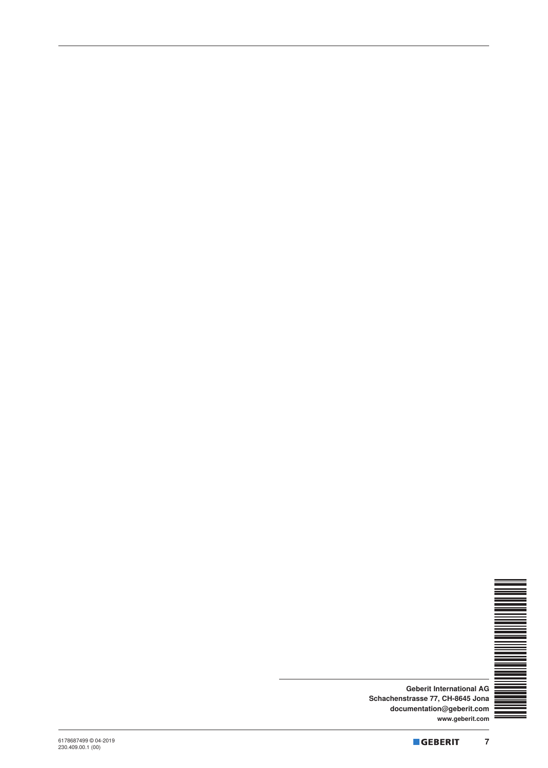**Geberit International AG**
**Schachenstrasse 77, CH-8645 Jona**
**documentation@geberit.com**
**www.geberit.com**

6178687499 © 04-2019
230.409.00.1 (00)